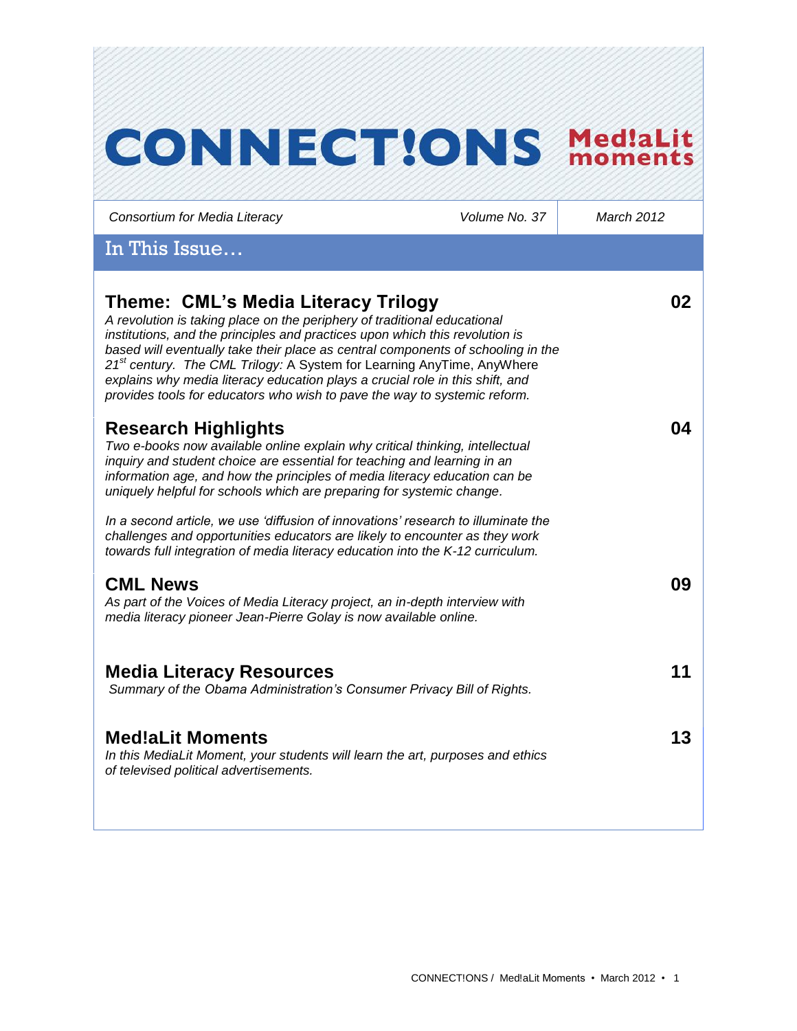# CONNECT!ONS Med!aLit moments

*Consortium for Media Literacy* | *Volume No. 37* | *March 2012*

## In This Issue…

### Theme: CML's Media Literacy Trilogy — 02

*A revolution is taking place on the periphery of traditional educational institutions, and the principles and practices upon which this revolution is based will eventually take their place as central components of schooling in the 21st century. The CML Trilogy:* A System for Learning AnyTime, AnyWhere *explains why media literacy education plays a crucial role in this shift, and provides tools for educators who wish to pave the way to systemic reform.*

### Research Highlights — 04

*Two e-books now available online explain why critical thinking, intellectual inquiry and student choice are essential for teaching and learning in an information age, and how the principles of media literacy education can be uniquely helpful for schools which are preparing for systemic change.*

*In a second article, we use 'diffusion of innovations' research to illuminate the challenges and opportunities educators are likely to encounter as they work towards full integration of media literacy education into the K-12 curriculum.*

### CML News — 09

*As part of the Voices of Media Literacy project, an in-depth interview with media literacy pioneer Jean-Pierre Golay is now available online.*

### Media Literacy Resources — 11

*Summary of the Obama Administration's Consumer Privacy Bill of Rights.*

### Med!aLit Moments — 13

*In this MediaLit Moment, your students will learn the art, purposes and ethics of televised political advertisements.*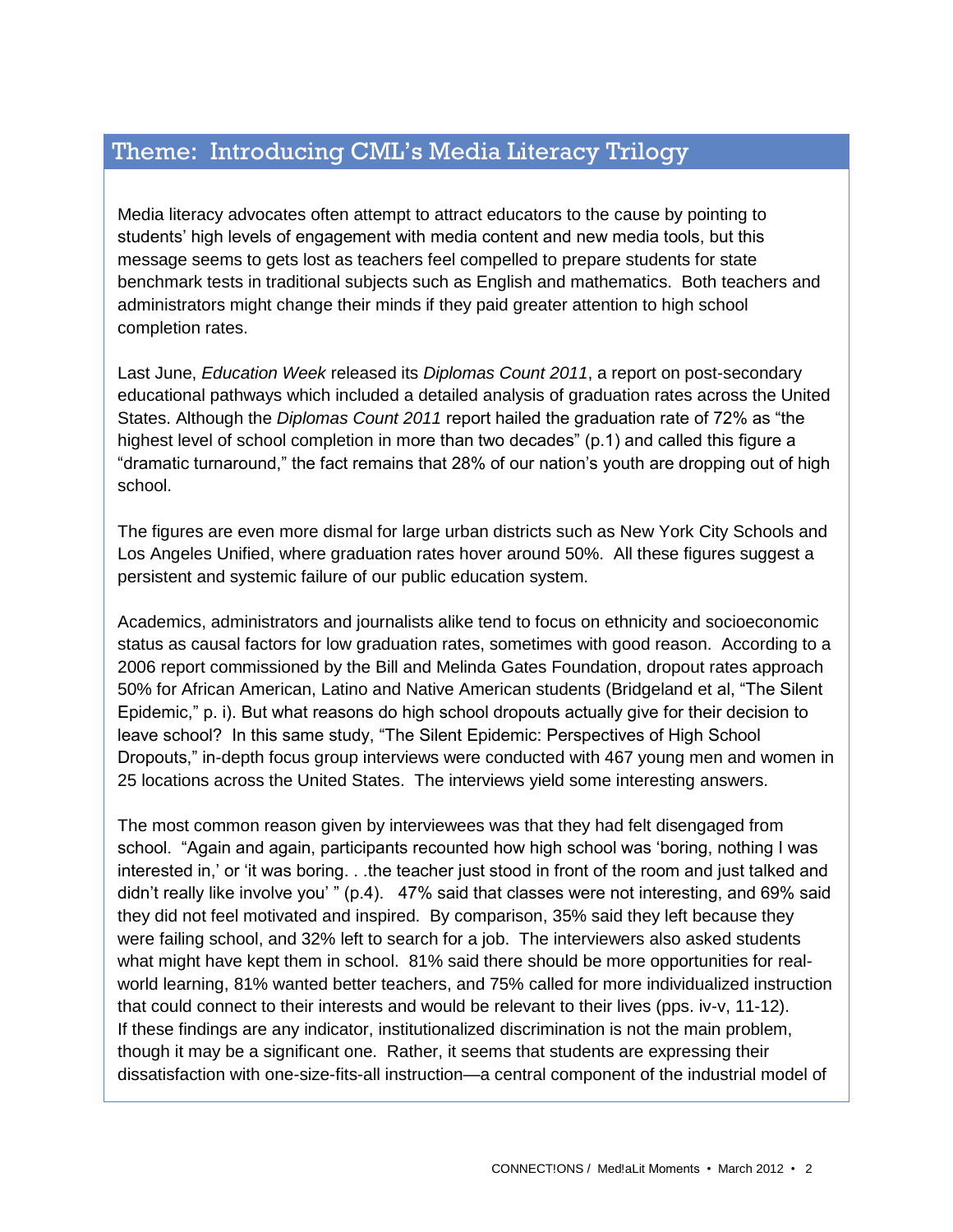## Theme: Introducing CML's Media Literacy Trilogy

Media literacy advocates often attempt to attract educators to the cause by pointing to students' high levels of engagement with media content and new media tools, but this message seems to gets lost as teachers feel compelled to prepare students for state benchmark tests in traditional subjects such as English and mathematics. Both teachers and administrators might change their minds if they paid greater attention to high school completion rates.

Last June, *Education Week* released its *Diplomas Count 2011*, a report on post-secondary educational pathways which included a detailed analysis of graduation rates across the United States. Although the *Diplomas Count 2011* report hailed the graduation rate of 72% as "the highest level of school completion in more than two decades" (p.1) and called this figure a "dramatic turnaround," the fact remains that 28% of our nation's youth are dropping out of high school.

The figures are even more dismal for large urban districts such as New York City Schools and Los Angeles Unified, where graduation rates hover around 50%. All these figures suggest a persistent and systemic failure of our public education system.

Academics, administrators and journalists alike tend to focus on ethnicity and socioeconomic status as causal factors for low graduation rates, sometimes with good reason. According to a 2006 report commissioned by the Bill and Melinda Gates Foundation, dropout rates approach 50% for African American, Latino and Native American students (Bridgeland et al, "The Silent Epidemic," p. i). But what reasons do high school dropouts actually give for their decision to leave school? In this same study, "The Silent Epidemic: Perspectives of High School Dropouts," in-depth focus group interviews were conducted with 467 young men and women in 25 locations across the United States. The interviews yield some interesting answers.

The most common reason given by interviewees was that they had felt disengaged from school. "Again and again, participants recounted how high school was 'boring, nothing I was interested in,' or 'it was boring. . .the teacher just stood in front of the room and just talked and didn't really like involve you' " (p.4). 47% said that classes were not interesting, and 69% said they did not feel motivated and inspired. By comparison, 35% said they left because they were failing school, and 32% left to search for a job. The interviewers also asked students what might have kept them in school. 81% said there should be more opportunities for real-world learning, 81% wanted better teachers, and 75% called for more individualized instruction that could connect to their interests and would be relevant to their lives (pps. iv-v, 11-12).
If these findings are any indicator, institutionalized discrimination is not the main problem, though it may be a significant one. Rather, it seems that students are expressing their dissatisfaction with one-size-fits-all instruction—a central component of the industrial model of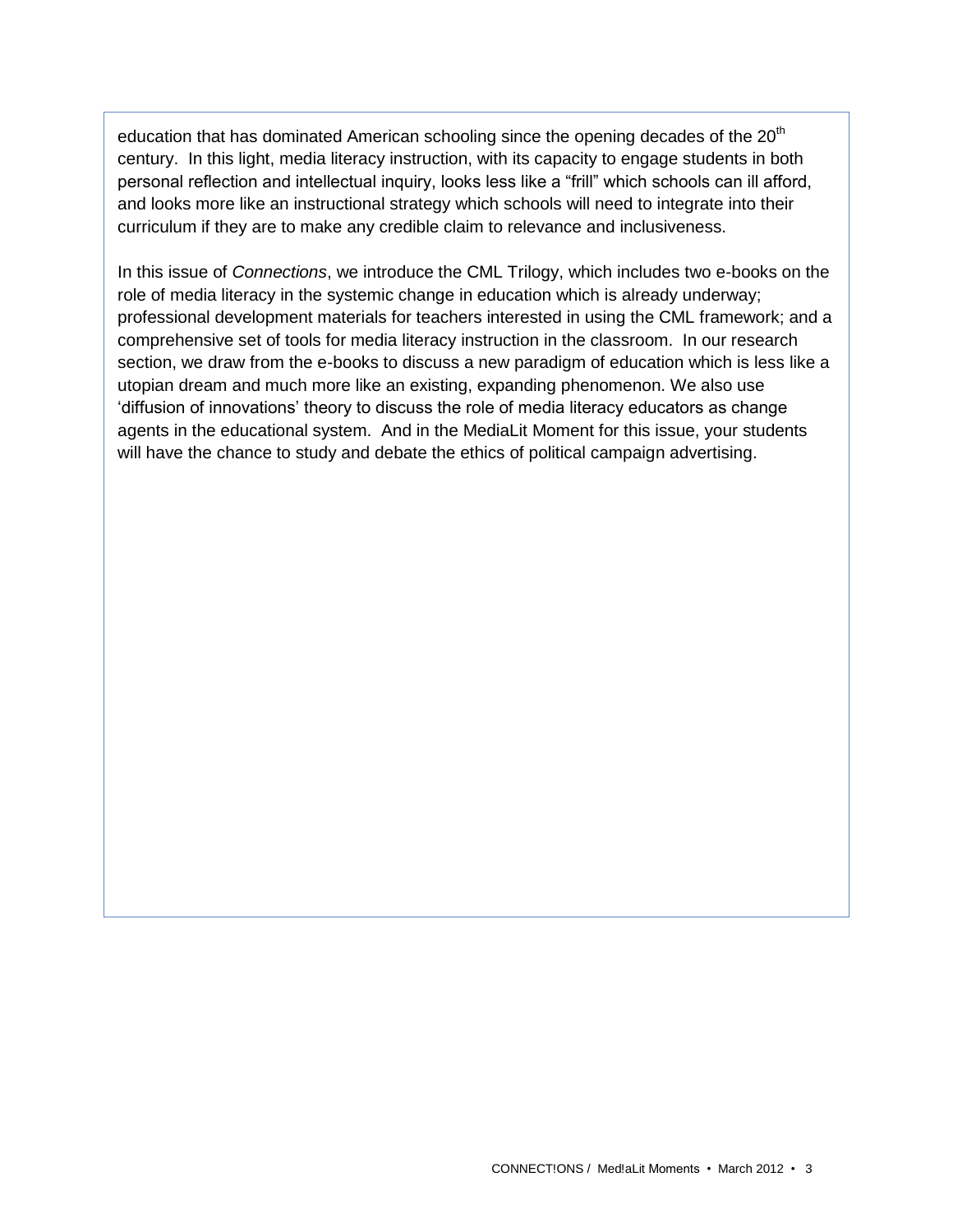education that has dominated American schooling since the opening decades of the 20th century. In this light, media literacy instruction, with its capacity to engage students in both personal reflection and intellectual inquiry, looks less like a "frill" which schools can ill afford, and looks more like an instructional strategy which schools will need to integrate into their curriculum if they are to make any credible claim to relevance and inclusiveness.

In this issue of *Connections*, we introduce the CML Trilogy, which includes two e-books on the role of media literacy in the systemic change in education which is already underway; professional development materials for teachers interested in using the CML framework; and a comprehensive set of tools for media literacy instruction in the classroom. In our research section, we draw from the e-books to discuss a new paradigm of education which is less like a utopian dream and much more like an existing, expanding phenomenon. We also use 'diffusion of innovations' theory to discuss the role of media literacy educators as change agents in the educational system. And in the MediaLit Moment for this issue, your students will have the chance to study and debate the ethics of political campaign advertising.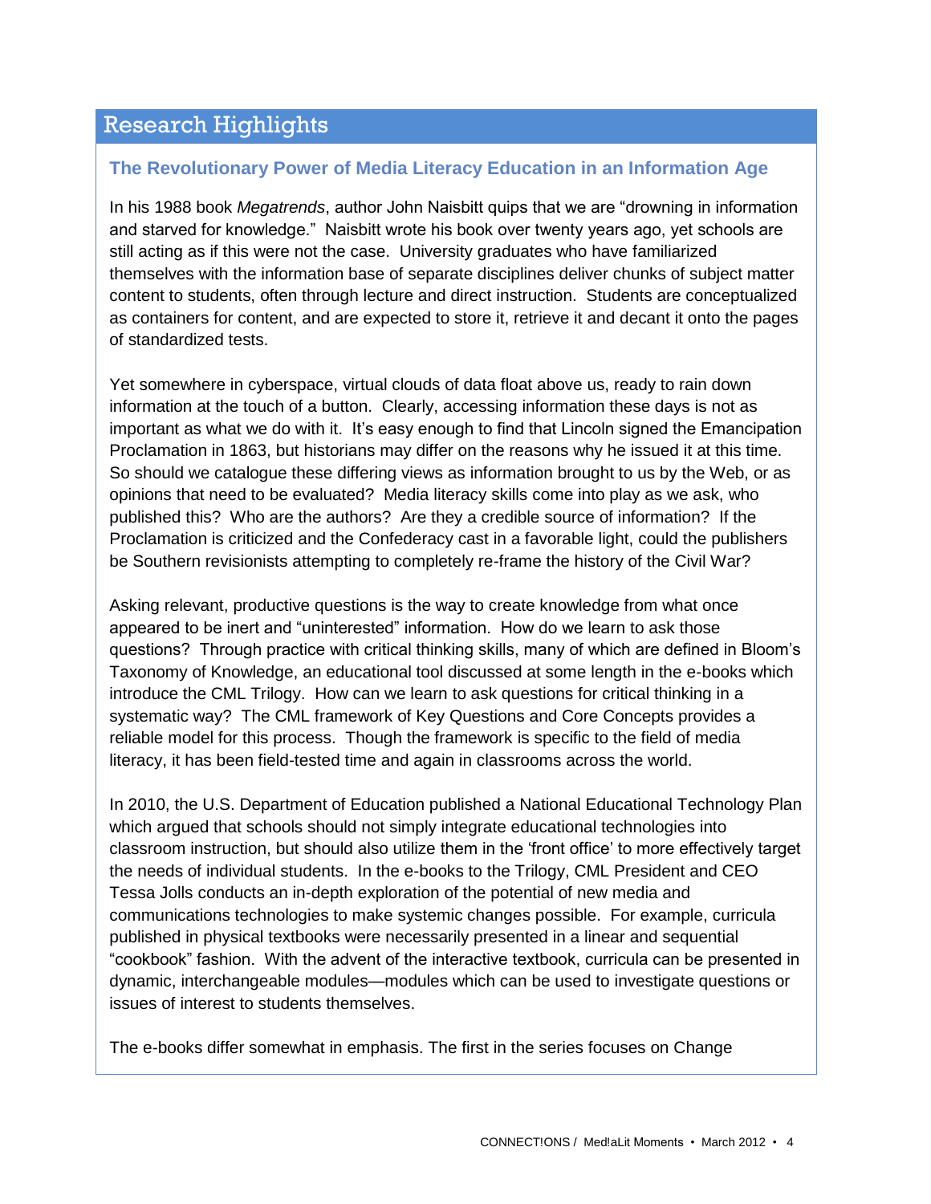## Research Highlights

### The Revolutionary Power of Media Literacy Education in an Information Age

In his 1988 book *Megatrends*, author John Naisbitt quips that we are "drowning in information and starved for knowledge." Naisbitt wrote his book over twenty years ago, yet schools are still acting as if this were not the case. University graduates who have familiarized themselves with the information base of separate disciplines deliver chunks of subject matter content to students, often through lecture and direct instruction. Students are conceptualized as containers for content, and are expected to store it, retrieve it and decant it onto the pages of standardized tests.

Yet somewhere in cyberspace, virtual clouds of data float above us, ready to rain down information at the touch of a button. Clearly, accessing information these days is not as important as what we do with it. It's easy enough to find that Lincoln signed the Emancipation Proclamation in 1863, but historians may differ on the reasons why he issued it at this time. So should we catalogue these differing views as information brought to us by the Web, or as opinions that need to be evaluated? Media literacy skills come into play as we ask, who published this? Who are the authors? Are they a credible source of information? If the Proclamation is criticized and the Confederacy cast in a favorable light, could the publishers be Southern revisionists attempting to completely re-frame the history of the Civil War?

Asking relevant, productive questions is the way to create knowledge from what once appeared to be inert and "uninterested" information. How do we learn to ask those questions? Through practice with critical thinking skills, many of which are defined in Bloom's Taxonomy of Knowledge, an educational tool discussed at some length in the e-books which introduce the CML Trilogy. How can we learn to ask questions for critical thinking in a systematic way? The CML framework of Key Questions and Core Concepts provides a reliable model for this process. Though the framework is specific to the field of media literacy, it has been field-tested time and again in classrooms across the world.

In 2010, the U.S. Department of Education published a National Educational Technology Plan which argued that schools should not simply integrate educational technologies into classroom instruction, but should also utilize them in the 'front office' to more effectively target the needs of individual students. In the e-books to the Trilogy, CML President and CEO Tessa Jolls conducts an in-depth exploration of the potential of new media and communications technologies to make systemic changes possible. For example, curricula published in physical textbooks were necessarily presented in a linear and sequential "cookbook" fashion. With the advent of the interactive textbook, curricula can be presented in dynamic, interchangeable modules—modules which can be used to investigate questions or issues of interest to students themselves.

The e-books differ somewhat in emphasis. The first in the series focuses on Change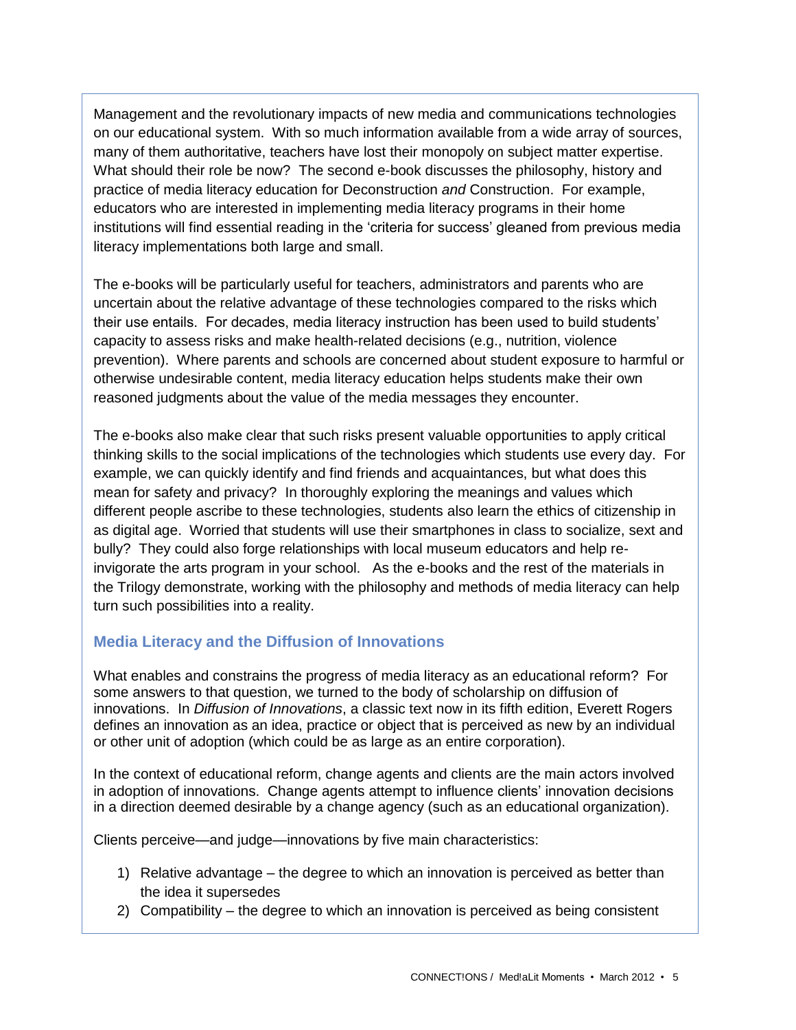Management and the revolutionary impacts of new media and communications technologies on our educational system. With so much information available from a wide array of sources, many of them authoritative, teachers have lost their monopoly on subject matter expertise. What should their role be now? The second e-book discusses the philosophy, history and practice of media literacy education for Deconstruction *and* Construction. For example, educators who are interested in implementing media literacy programs in their home institutions will find essential reading in the 'criteria for success' gleaned from previous media literacy implementations both large and small.

The e-books will be particularly useful for teachers, administrators and parents who are uncertain about the relative advantage of these technologies compared to the risks which their use entails. For decades, media literacy instruction has been used to build students' capacity to assess risks and make health-related decisions (e.g., nutrition, violence prevention). Where parents and schools are concerned about student exposure to harmful or otherwise undesirable content, media literacy education helps students make their own reasoned judgments about the value of the media messages they encounter.

The e-books also make clear that such risks present valuable opportunities to apply critical thinking skills to the social implications of the technologies which students use every day. For example, we can quickly identify and find friends and acquaintances, but what does this mean for safety and privacy? In thoroughly exploring the meanings and values which different people ascribe to these technologies, students also learn the ethics of citizenship in as digital age. Worried that students will use their smartphones in class to socialize, sext and bully? They could also forge relationships with local museum educators and help re-invigorate the arts program in your school. As the e-books and the rest of the materials in the Trilogy demonstrate, working with the philosophy and methods of media literacy can help turn such possibilities into a reality.

### Media Literacy and the Diffusion of Innovations

What enables and constrains the progress of media literacy as an educational reform? For some answers to that question, we turned to the body of scholarship on diffusion of innovations. In *Diffusion of Innovations*, a classic text now in its fifth edition, Everett Rogers defines an innovation as an idea, practice or object that is perceived as new by an individual or other unit of adoption (which could be as large as an entire corporation).

In the context of educational reform, change agents and clients are the main actors involved in adoption of innovations. Change agents attempt to influence clients' innovation decisions in a direction deemed desirable by a change agency (such as an educational organization).

Clients perceive—and judge—innovations by five main characteristics:

1) Relative advantage – the degree to which an innovation is perceived as better than the idea it supersedes
2) Compatibility – the degree to which an innovation is perceived as being consistent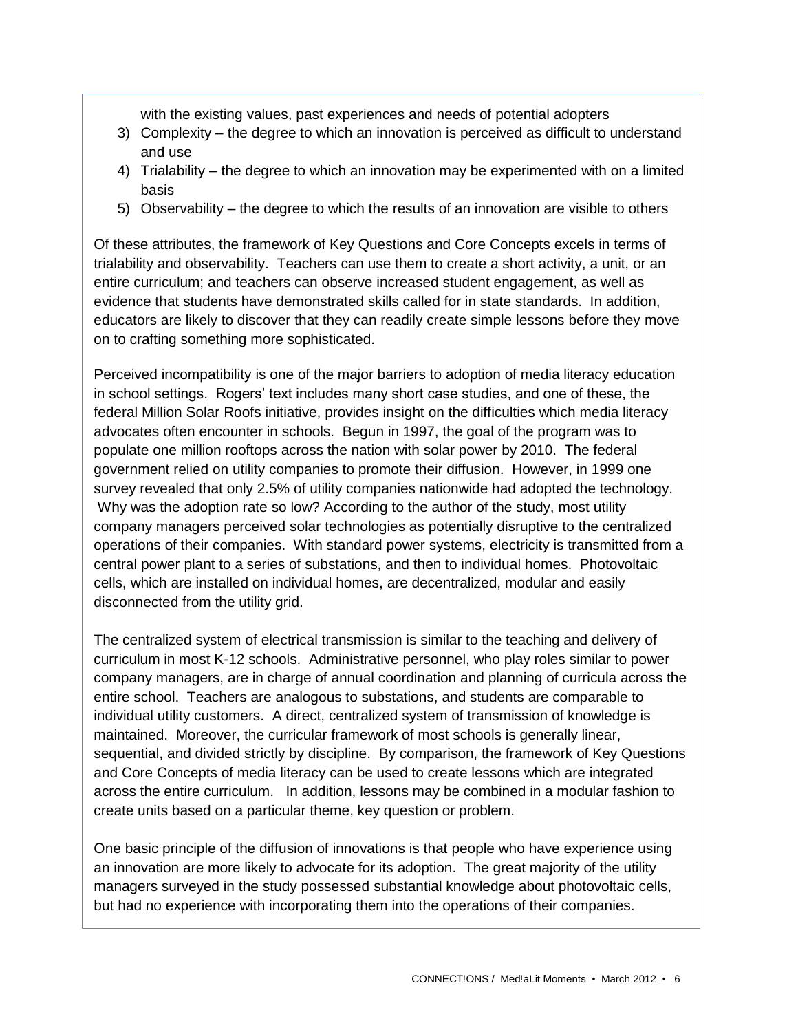with the existing values, past experiences and needs of potential adopters

3) Complexity – the degree to which an innovation is perceived as difficult to understand and use
4) Trialability – the degree to which an innovation may be experimented with on a limited basis
5) Observability – the degree to which the results of an innovation are visible to others

Of these attributes, the framework of Key Questions and Core Concepts excels in terms of trialability and observability. Teachers can use them to create a short activity, a unit, or an entire curriculum; and teachers can observe increased student engagement, as well as evidence that students have demonstrated skills called for in state standards. In addition, educators are likely to discover that they can readily create simple lessons before they move on to crafting something more sophisticated.

Perceived incompatibility is one of the major barriers to adoption of media literacy education in school settings. Rogers' text includes many short case studies, and one of these, the federal Million Solar Roofs initiative, provides insight on the difficulties which media literacy advocates often encounter in schools. Begun in 1997, the goal of the program was to populate one million rooftops across the nation with solar power by 2010. The federal government relied on utility companies to promote their diffusion. However, in 1999 one survey revealed that only 2.5% of utility companies nationwide had adopted the technology. Why was the adoption rate so low? According to the author of the study, most utility company managers perceived solar technologies as potentially disruptive to the centralized operations of their companies. With standard power systems, electricity is transmitted from a central power plant to a series of substations, and then to individual homes. Photovoltaic cells, which are installed on individual homes, are decentralized, modular and easily disconnected from the utility grid.

The centralized system of electrical transmission is similar to the teaching and delivery of curriculum in most K-12 schools. Administrative personnel, who play roles similar to power company managers, are in charge of annual coordination and planning of curricula across the entire school. Teachers are analogous to substations, and students are comparable to individual utility customers. A direct, centralized system of transmission of knowledge is maintained. Moreover, the curricular framework of most schools is generally linear, sequential, and divided strictly by discipline. By comparison, the framework of Key Questions and Core Concepts of media literacy can be used to create lessons which are integrated across the entire curriculum. In addition, lessons may be combined in a modular fashion to create units based on a particular theme, key question or problem.

One basic principle of the diffusion of innovations is that people who have experience using an innovation are more likely to advocate for its adoption. The great majority of the utility managers surveyed in the study possessed substantial knowledge about photovoltaic cells, but had no experience with incorporating them into the operations of their companies.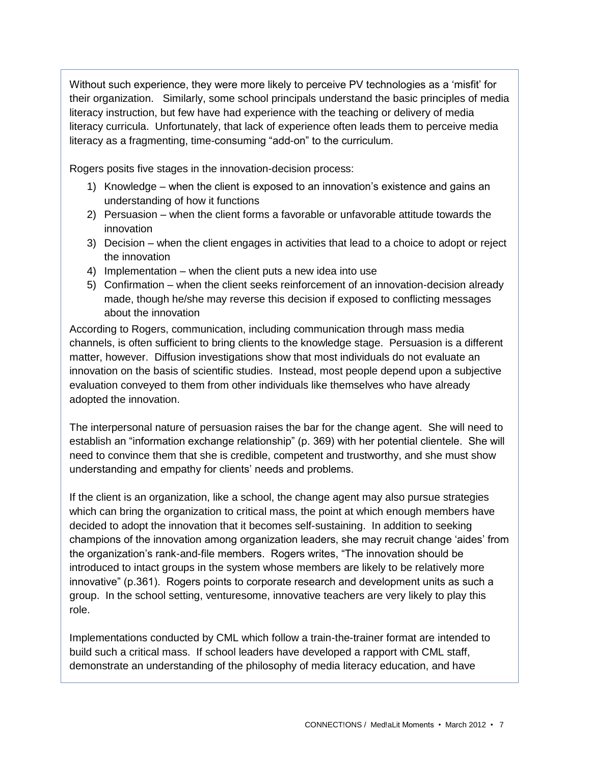Without such experience, they were more likely to perceive PV technologies as a 'misfit' for their organization. Similarly, some school principals understand the basic principles of media literacy instruction, but few have had experience with the teaching or delivery of media literacy curricula. Unfortunately, that lack of experience often leads them to perceive media literacy as a fragmenting, time-consuming "add-on" to the curriculum.

Rogers posits five stages in the innovation-decision process:

1) Knowledge – when the client is exposed to an innovation's existence and gains an understanding of how it functions
2) Persuasion – when the client forms a favorable or unfavorable attitude towards the innovation
3) Decision – when the client engages in activities that lead to a choice to adopt or reject the innovation
4) Implementation – when the client puts a new idea into use
5) Confirmation – when the client seeks reinforcement of an innovation-decision already made, though he/she may reverse this decision if exposed to conflicting messages about the innovation

According to Rogers, communication, including communication through mass media channels, is often sufficient to bring clients to the knowledge stage. Persuasion is a different matter, however. Diffusion investigations show that most individuals do not evaluate an innovation on the basis of scientific studies. Instead, most people depend upon a subjective evaluation conveyed to them from other individuals like themselves who have already adopted the innovation.

The interpersonal nature of persuasion raises the bar for the change agent. She will need to establish an "information exchange relationship" (p. 369) with her potential clientele. She will need to convince them that she is credible, competent and trustworthy, and she must show understanding and empathy for clients' needs and problems.

If the client is an organization, like a school, the change agent may also pursue strategies which can bring the organization to critical mass, the point at which enough members have decided to adopt the innovation that it becomes self-sustaining. In addition to seeking champions of the innovation among organization leaders, she may recruit change 'aides' from the organization's rank-and-file members. Rogers writes, "The innovation should be introduced to intact groups in the system whose members are likely to be relatively more innovative" (p.361). Rogers points to corporate research and development units as such a group. In the school setting, venturesome, innovative teachers are very likely to play this role.

Implementations conducted by CML which follow a train-the-trainer format are intended to build such a critical mass. If school leaders have developed a rapport with CML staff, demonstrate an understanding of the philosophy of media literacy education, and have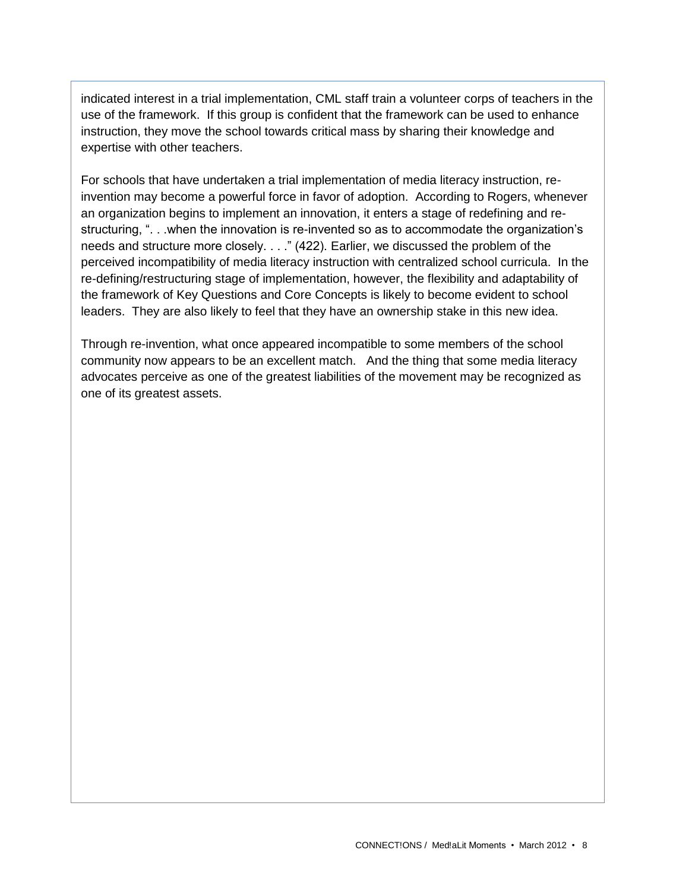indicated interest in a trial implementation, CML staff train a volunteer corps of teachers in the use of the framework. If this group is confident that the framework can be used to enhance instruction, they move the school towards critical mass by sharing their knowledge and expertise with other teachers.

For schools that have undertaken a trial implementation of media literacy instruction, re-invention may become a powerful force in favor of adoption. According to Rogers, whenever an organization begins to implement an innovation, it enters a stage of redefining and re-structuring, ". . .when the innovation is re-invented so as to accommodate the organization's needs and structure more closely. . . ." (422). Earlier, we discussed the problem of the perceived incompatibility of media literacy instruction with centralized school curricula. In the re-defining/restructuring stage of implementation, however, the flexibility and adaptability of the framework of Key Questions and Core Concepts is likely to become evident to school leaders. They are also likely to feel that they have an ownership stake in this new idea.

Through re-invention, what once appeared incompatible to some members of the school community now appears to be an excellent match. And the thing that some media literacy advocates perceive as one of the greatest liabilities of the movement may be recognized as one of its greatest assets.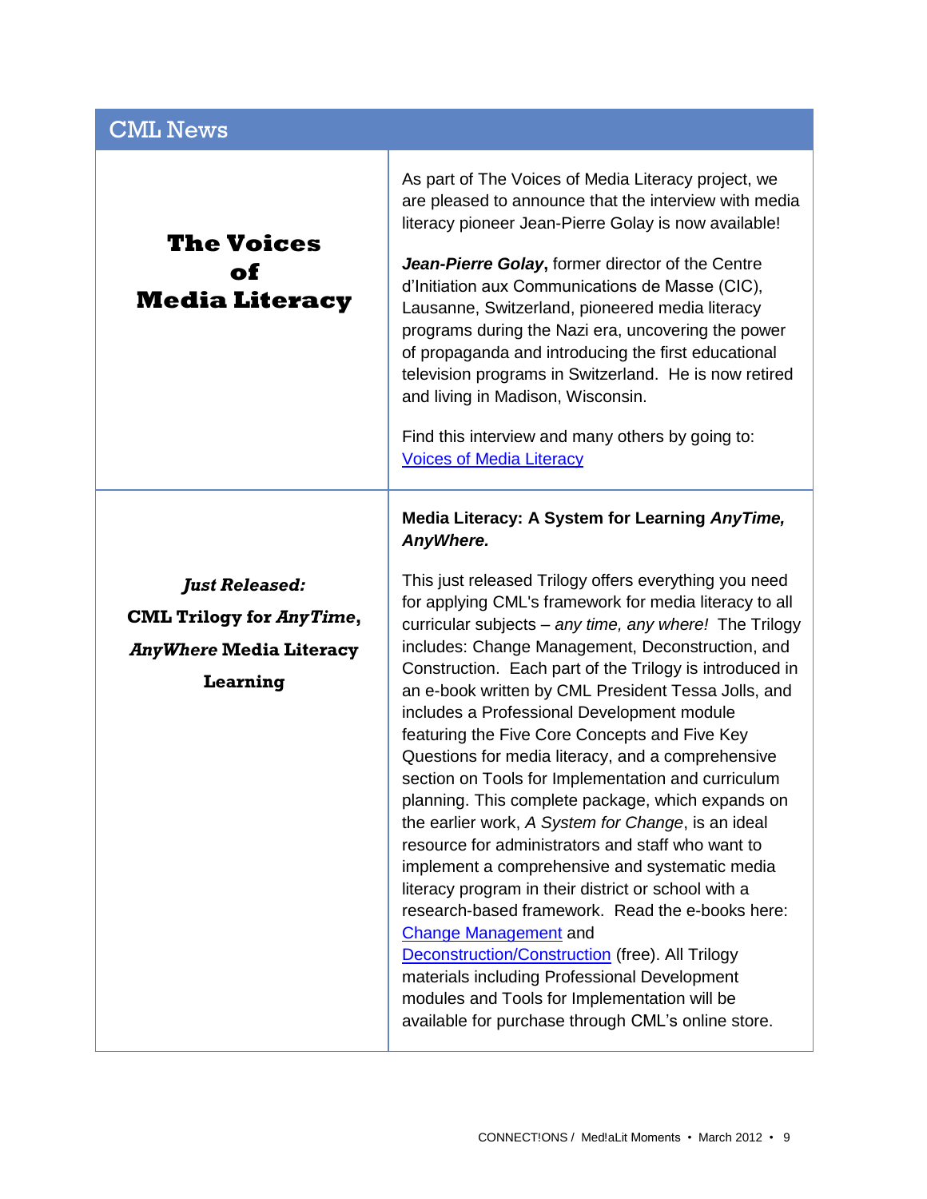## CML News

### The Voices of Media Literacy

As part of The Voices of Media Literacy project, we are pleased to announce that the interview with media literacy pioneer Jean-Pierre Golay is now available!

***Jean-Pierre Golay*****,** former director of the Centre d'Initiation aux Communications de Masse (CIC), Lausanne, Switzerland, pioneered media literacy programs during the Nazi era, uncovering the power of propaganda and introducing the first educational television programs in Switzerland. He is now retired and living in Madison, Wisconsin.

Find this interview and many others by going to: Voices of Media Literacy

### *Just Released:* CML Trilogy for *AnyTime*, *AnyWhere* Media Literacy Learning

**Media Literacy: A System for Learning *AnyTime, AnyWhere.***

This just released Trilogy offers everything you need for applying CML's framework for media literacy to all curricular subjects – *any time, any where!* The Trilogy includes: Change Management, Deconstruction, and Construction. Each part of the Trilogy is introduced in an e-book written by CML President Tessa Jolls, and includes a Professional Development module featuring the Five Core Concepts and Five Key Questions for media literacy, and a comprehensive section on Tools for Implementation and curriculum planning. This complete package, which expands on the earlier work, *A System for Change*, is an ideal resource for administrators and staff who want to implement a comprehensive and systematic media literacy program in their district or school with a research-based framework. Read the e-books here: Change Management and Deconstruction/Construction (free). All Trilogy materials including Professional Development modules and Tools for Implementation will be available for purchase through CML's online store.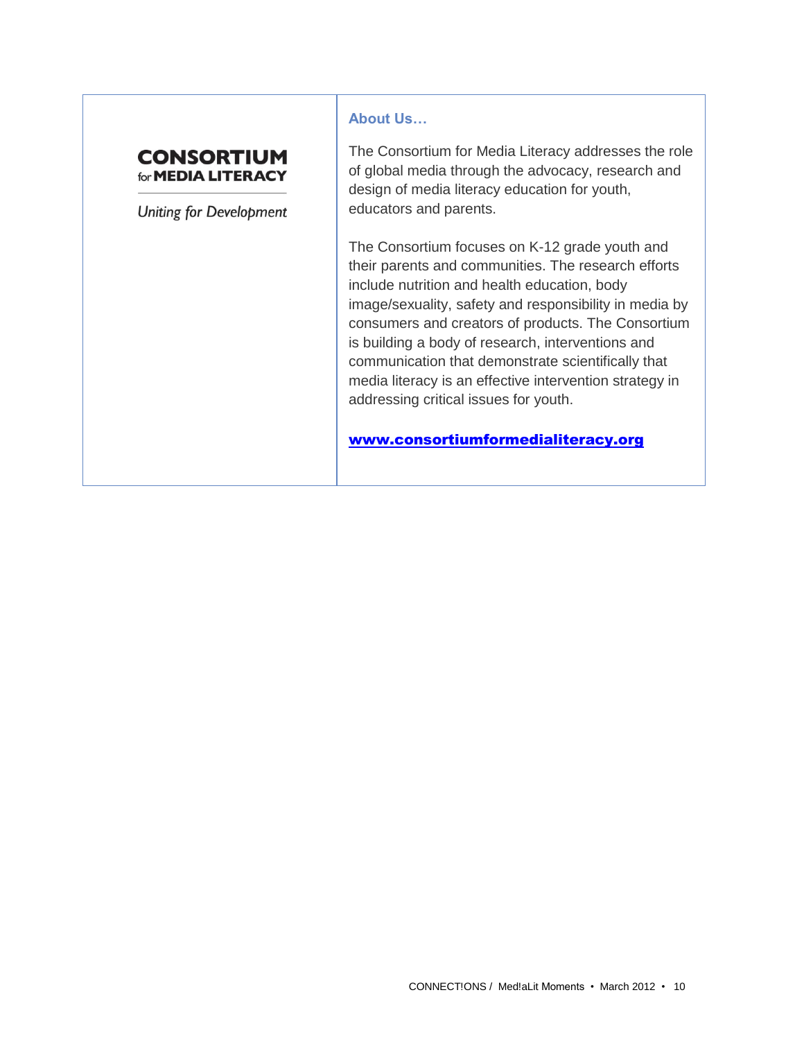**CONSORTIUM**
for **MEDIA LITERACY**

*Uniting for Development*

### About Us…

The Consortium for Media Literacy addresses the role of global media through the advocacy, research and design of media literacy education for youth, educators and parents.

The Consortium focuses on K-12 grade youth and their parents and communities. The research efforts include nutrition and health education, body image/sexuality, safety and responsibility in media by consumers and creators of products. The Consortium is building a body of research, interventions and communication that demonstrate scientifically that media literacy is an effective intervention strategy in addressing critical issues for youth.

**[www.consortiumformedialiteracy.org](http://www.consortiumformedialiteracy.org)**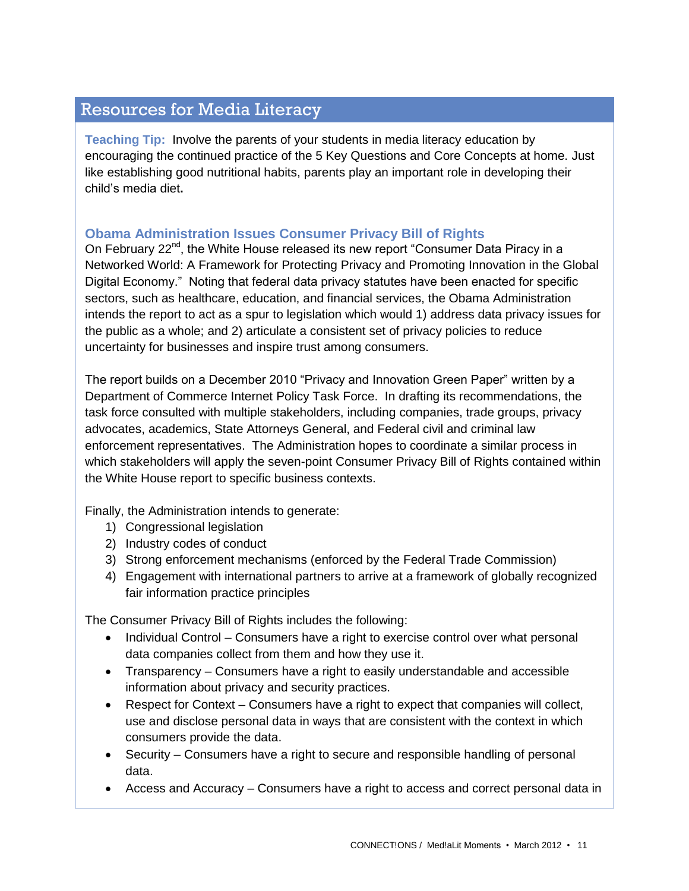## Resources for Media Literacy

**Teaching Tip:** Involve the parents of your students in media literacy education by encouraging the continued practice of the 5 Key Questions and Core Concepts at home. Just like establishing good nutritional habits, parents play an important role in developing their child's media diet**.**

### Obama Administration Issues Consumer Privacy Bill of Rights

On February 22nd, the White House released its new report "Consumer Data Piracy in a Networked World: A Framework for Protecting Privacy and Promoting Innovation in the Global Digital Economy." Noting that federal data privacy statutes have been enacted for specific sectors, such as healthcare, education, and financial services, the Obama Administration intends the report to act as a spur to legislation which would 1) address data privacy issues for the public as a whole; and 2) articulate a consistent set of privacy policies to reduce uncertainty for businesses and inspire trust among consumers.

The report builds on a December 2010 "Privacy and Innovation Green Paper" written by a Department of Commerce Internet Policy Task Force. In drafting its recommendations, the task force consulted with multiple stakeholders, including companies, trade groups, privacy advocates, academics, State Attorneys General, and Federal civil and criminal law enforcement representatives. The Administration hopes to coordinate a similar process in which stakeholders will apply the seven-point Consumer Privacy Bill of Rights contained within the White House report to specific business contexts.

Finally, the Administration intends to generate:

1) Congressional legislation
2) Industry codes of conduct
3) Strong enforcement mechanisms (enforced by the Federal Trade Commission)
4) Engagement with international partners to arrive at a framework of globally recognized fair information practice principles

The Consumer Privacy Bill of Rights includes the following:

- Individual Control – Consumers have a right to exercise control over what personal data companies collect from them and how they use it.
- Transparency – Consumers have a right to easily understandable and accessible information about privacy and security practices.
- Respect for Context – Consumers have a right to expect that companies will collect, use and disclose personal data in ways that are consistent with the context in which consumers provide the data.
- Security – Consumers have a right to secure and responsible handling of personal data.
- Access and Accuracy – Consumers have a right to access and correct personal data in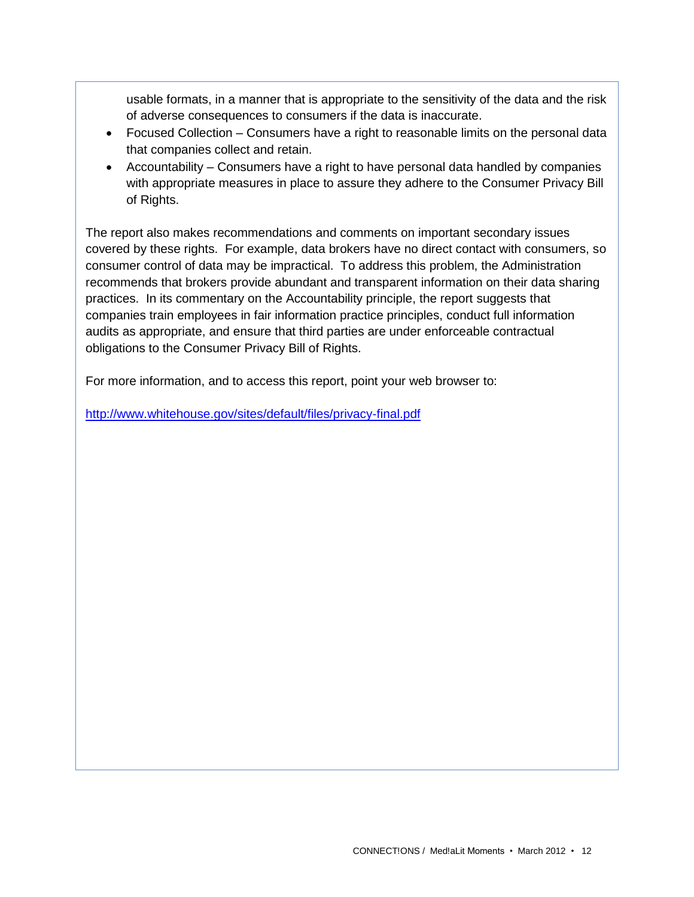usable formats, in a manner that is appropriate to the sensitivity of the data and the risk of adverse consequences to consumers if the data is inaccurate.

- Focused Collection – Consumers have a right to reasonable limits on the personal data that companies collect and retain.
- Accountability – Consumers have a right to have personal data handled by companies with appropriate measures in place to assure they adhere to the Consumer Privacy Bill of Rights.

The report also makes recommendations and comments on important secondary issues covered by these rights. For example, data brokers have no direct contact with consumers, so consumer control of data may be impractical. To address this problem, the Administration recommends that brokers provide abundant and transparent information on their data sharing practices. In its commentary on the Accountability principle, the report suggests that companies train employees in fair information practice principles, conduct full information audits as appropriate, and ensure that third parties are under enforceable contractual obligations to the Consumer Privacy Bill of Rights.

For more information, and to access this report, point your web browser to:

[http://www.whitehouse.gov/sites/default/files/privacy-final.pdf](http://www.whitehouse.gov/sites/default/files/privacy-final.pdf)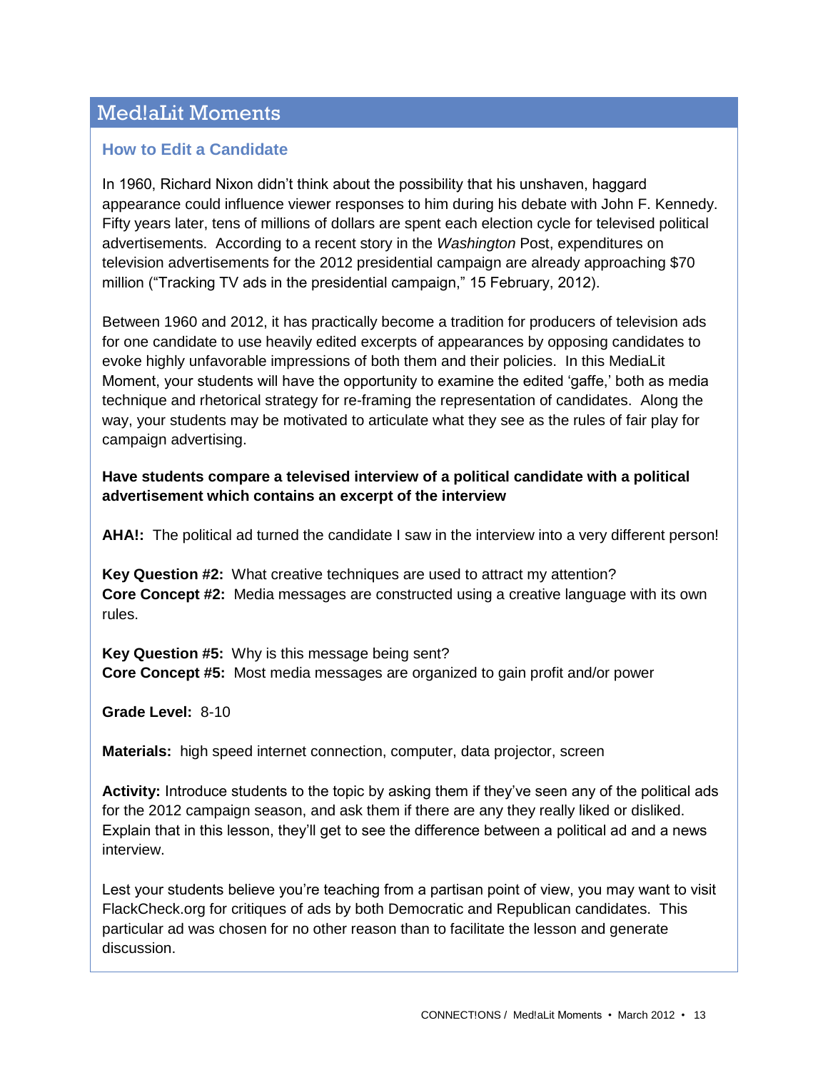## Med!aLit Moments

### How to Edit a Candidate

In 1960, Richard Nixon didn't think about the possibility that his unshaven, haggard appearance could influence viewer responses to him during his debate with John F. Kennedy. Fifty years later, tens of millions of dollars are spent each election cycle for televised political advertisements. According to a recent story in the *Washington* Post, expenditures on television advertisements for the 2012 presidential campaign are already approaching $70 million ("Tracking TV ads in the presidential campaign," 15 February, 2012).

Between 1960 and 2012, it has practically become a tradition for producers of television ads for one candidate to use heavily edited excerpts of appearances by opposing candidates to evoke highly unfavorable impressions of both them and their policies. In this MediaLit Moment, your students will have the opportunity to examine the edited 'gaffe,' both as media technique and rhetorical strategy for re-framing the representation of candidates. Along the way, your students may be motivated to articulate what they see as the rules of fair play for campaign advertising.

**Have students compare a televised interview of a political candidate with a political advertisement which contains an excerpt of the interview**

**AHA!:** The political ad turned the candidate I saw in the interview into a very different person!

**Key Question #2:** What creative techniques are used to attract my attention?
**Core Concept #2:** Media messages are constructed using a creative language with its own rules.

**Key Question #5:** Why is this message being sent?
**Core Concept #5:** Most media messages are organized to gain profit and/or power

**Grade Level:** 8-10

**Materials:** high speed internet connection, computer, data projector, screen

**Activity:** Introduce students to the topic by asking them if they've seen any of the political ads for the 2012 campaign season, and ask them if there are any they really liked or disliked. Explain that in this lesson, they'll get to see the difference between a political ad and a news interview.

Lest your students believe you're teaching from a partisan point of view, you may want to visit FlackCheck.org for critiques of ads by both Democratic and Republican candidates. This particular ad was chosen for no other reason than to facilitate the lesson and generate discussion.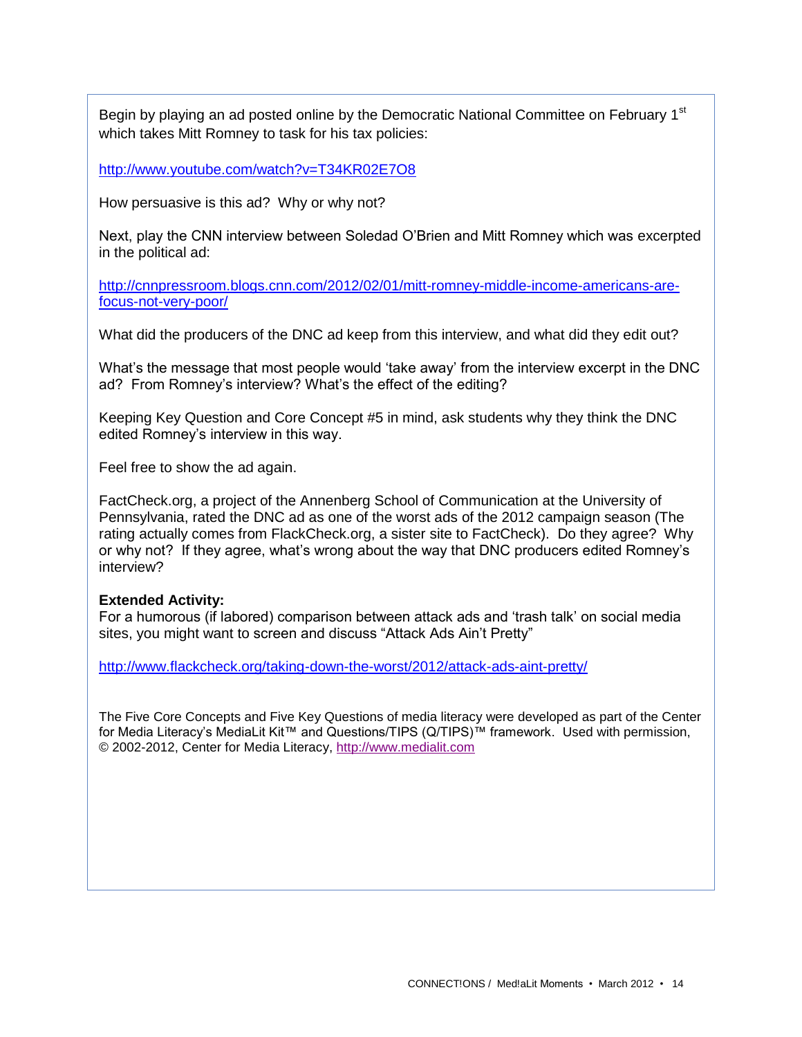Begin by playing an ad posted online by the Democratic National Committee on February 1st which takes Mitt Romney to task for his tax policies:

http://www.youtube.com/watch?v=T34KR02E7O8

How persuasive is this ad? Why or why not?

Next, play the CNN interview between Soledad O'Brien and Mitt Romney which was excerpted in the political ad:

http://cnnpressroom.blogs.cnn.com/2012/02/01/mitt-romney-middle-income-americans-are-focus-not-very-poor/

What did the producers of the DNC ad keep from this interview, and what did they edit out?

What's the message that most people would 'take away' from the interview excerpt in the DNC ad? From Romney's interview? What's the effect of the editing?

Keeping Key Question and Core Concept #5 in mind, ask students why they think the DNC edited Romney's interview in this way.

Feel free to show the ad again.

FactCheck.org, a project of the Annenberg School of Communication at the University of Pennsylvania, rated the DNC ad as one of the worst ads of the 2012 campaign season (The rating actually comes from FlackCheck.org, a sister site to FactCheck). Do they agree? Why or why not? If they agree, what's wrong about the way that DNC producers edited Romney's interview?

**Extended Activity:**
For a humorous (if labored) comparison between attack ads and 'trash talk' on social media sites, you might want to screen and discuss "Attack Ads Ain't Pretty"

http://www.flackcheck.org/taking-down-the-worst/2012/attack-ads-aint-pretty/

The Five Core Concepts and Five Key Questions of media literacy were developed as part of the Center for Media Literacy's MediaLit Kit™ and Questions/TIPS (Q/TIPS)™ framework. Used with permission, © 2002-2012, Center for Media Literacy, http://www.medialit.com